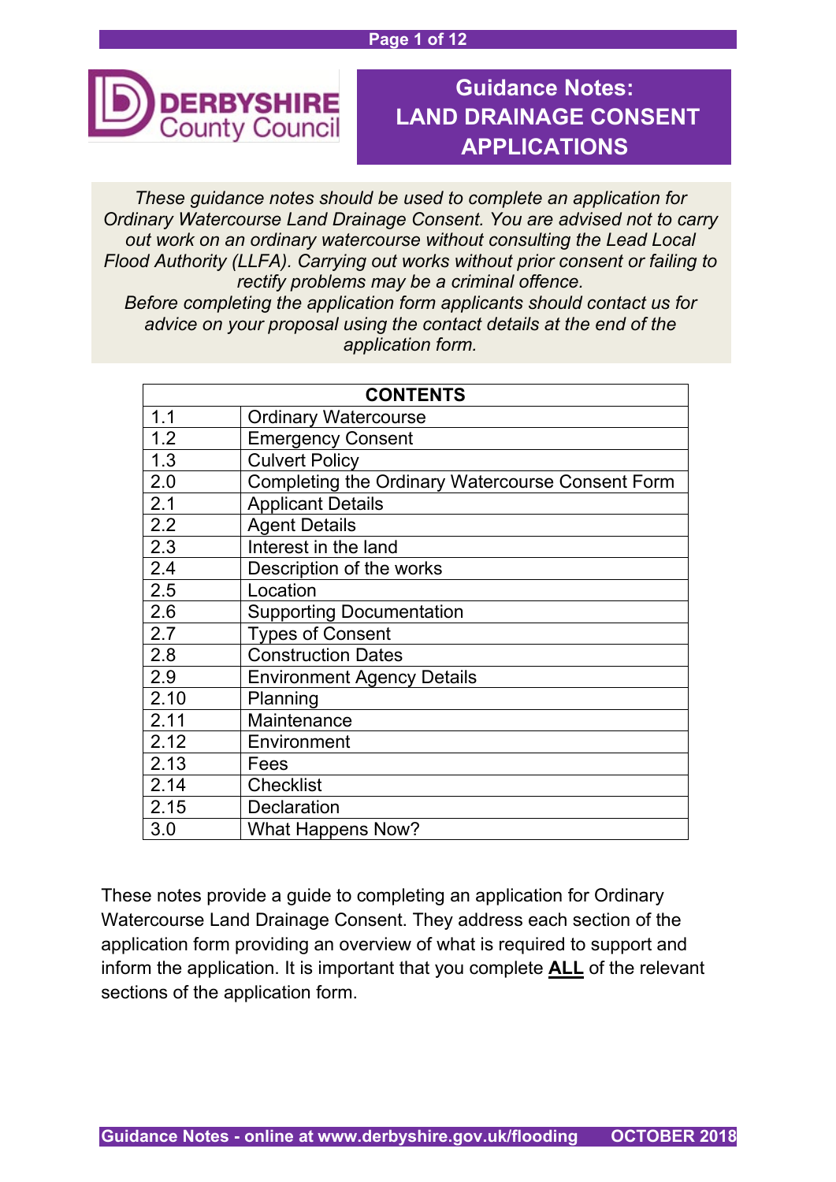DERBYSHIRE County Council

# Guidance Notes: LAND DRAINAGE CONSENT APPLICATIONS

*These guidance notes should be used to complete an application for Ordinary Watercourse Land Drainage Consent. You are advised not to carry out work on an ordinary watercourse without consulting the Lead Local Flood Authority (LLFA). Carrying out works without prior consent or failing to rectify problems may be a criminal offence.*
*Before completing the application form applicants should contact us for advice on your proposal using the contact details at the end of the application form.*

| CONTENTS | |
|---|---|
| 1.1 | Ordinary Watercourse |
| 1.2 | Emergency Consent |
| 1.3 | Culvert Policy |
| 2.0 | Completing the Ordinary Watercourse Consent Form |
| 2.1 | Applicant Details |
| 2.2 | Agent Details |
| 2.3 | Interest in the land |
| 2.4 | Description of the works |
| 2.5 | Location |
| 2.6 | Supporting Documentation |
| 2.7 | Types of Consent |
| 2.8 | Construction Dates |
| 2.9 | Environment Agency Details |
| 2.10 | Planning |
| 2.11 | Maintenance |
| 2.12 | Environment |
| 2.13 | Fees |
| 2.14 | Checklist |
| 2.15 | Declaration |
| 3.0 | What Happens Now? |

These notes provide a guide to completing an application for Ordinary Watercourse Land Drainage Consent. They address each section of the application form providing an overview of what is required to support and inform the application. It is important that you complete **ALL** of the relevant sections of the application form.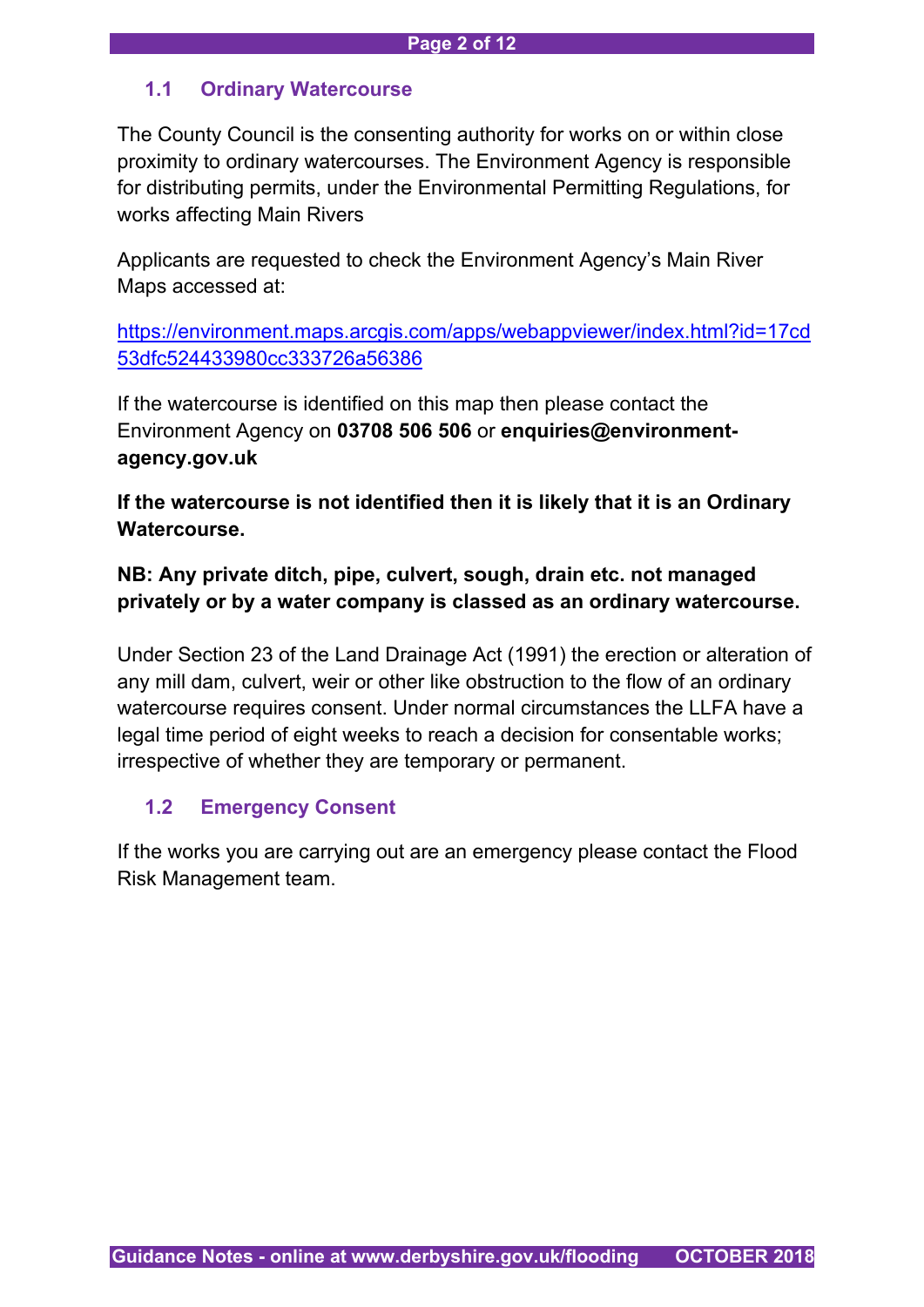## 1.1 Ordinary Watercourse

The County Council is the consenting authority for works on or within close proximity to ordinary watercourses. The Environment Agency is responsible for distributing permits, under the Environmental Permitting Regulations, for works affecting Main Rivers

Applicants are requested to check the Environment Agency's Main River Maps accessed at:

https://environment.maps.arcgis.com/apps/webappviewer/index.html?id=17cd53dfc524433980cc333726a56386

If the watercourse is identified on this map then please contact the Environment Agency on **03708 506 506** or **enquiries@environment-agency.gov.uk**

**If the watercourse is not identified then it is likely that it is an Ordinary Watercourse.**

**NB: Any private ditch, pipe, culvert, sough, drain etc. not managed privately or by a water company is classed as an ordinary watercourse.**

Under Section 23 of the Land Drainage Act (1991) the erection or alteration of any mill dam, culvert, weir or other like obstruction to the flow of an ordinary watercourse requires consent. Under normal circumstances the LLFA have a legal time period of eight weeks to reach a decision for consentable works; irrespective of whether they are temporary or permanent.

## 1.2 Emergency Consent

If the works you are carrying out are an emergency please contact the Flood Risk Management team.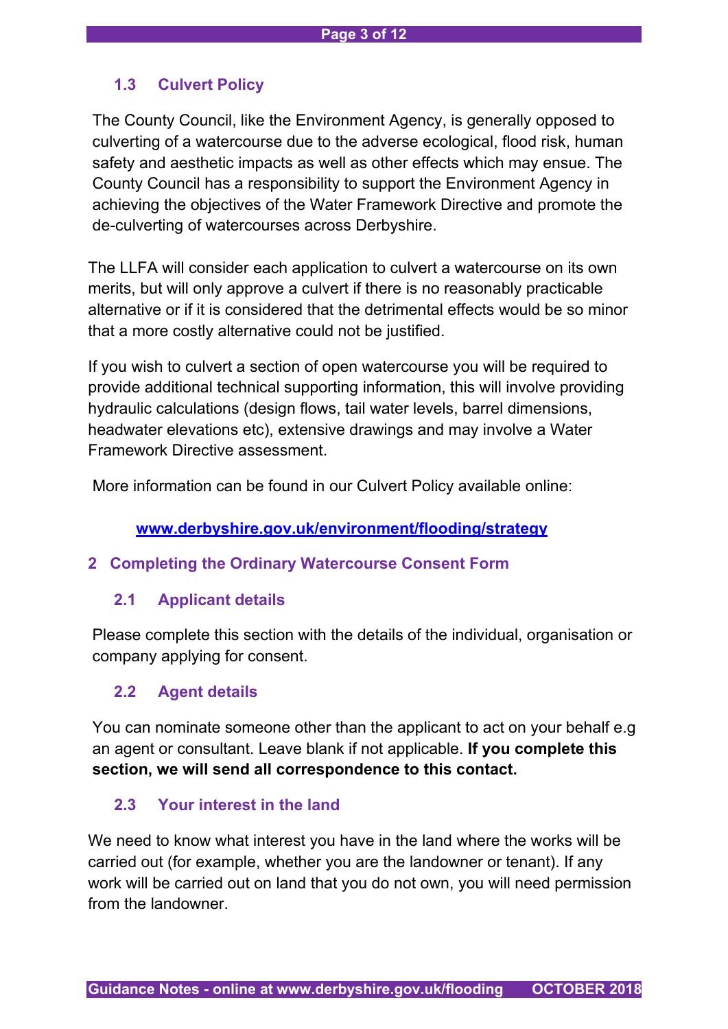### 1.3 Culvert Policy

The County Council, like the Environment Agency, is generally opposed to culverting of a watercourse due to the adverse ecological, flood risk, human safety and aesthetic impacts as well as other effects which may ensue. The County Council has a responsibility to support the Environment Agency in achieving the objectives of the Water Framework Directive and promote the de-culverting of watercourses across Derbyshire.

The LLFA will consider each application to culvert a watercourse on its own merits, but will only approve a culvert if there is no reasonably practicable alternative or if it is considered that the detrimental effects would be so minor that a more costly alternative could not be justified.

If you wish to culvert a section of open watercourse you will be required to provide additional technical supporting information, this will involve providing hydraulic calculations (design flows, tail water levels, barrel dimensions, headwater elevations etc), extensive drawings and may involve a Water Framework Directive assessment.

More information can be found in our Culvert Policy available online:

[www.derbyshire.gov.uk/environment/flooding/strategy](http://www.derbyshire.gov.uk/environment/flooding/strategy)

## 2 Completing the Ordinary Watercourse Consent Form

### 2.1 Applicant details

Please complete this section with the details of the individual, organisation or company applying for consent.

### 2.2 Agent details

You can nominate someone other than the applicant to act on your behalf e.g an agent or consultant. Leave blank if not applicable. **If you complete this section, we will send all correspondence to this contact.**

### 2.3 Your interest in the land

We need to know what interest you have in the land where the works will be carried out (for example, whether you are the landowner or tenant). If any work will be carried out on land that you do not own, you will need permission from the landowner.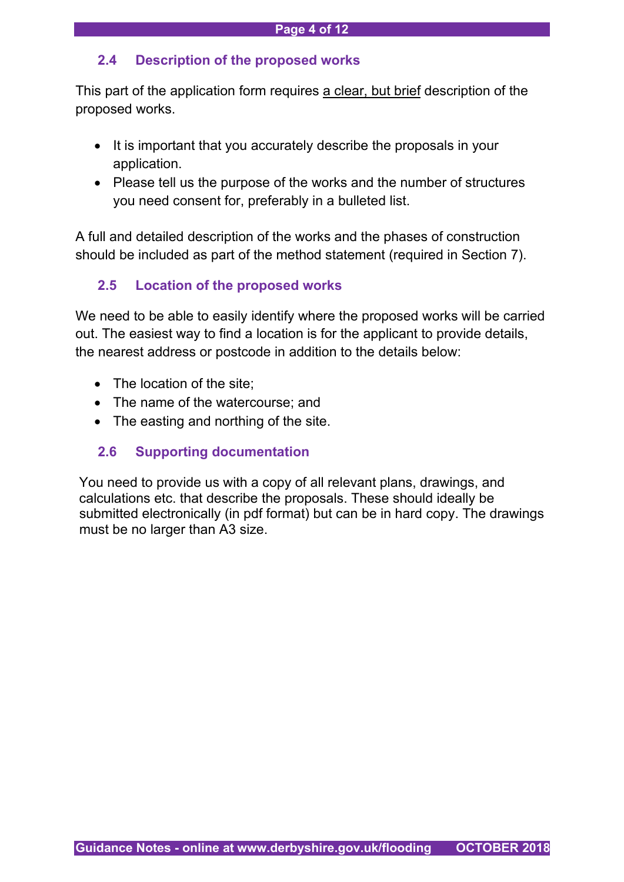## 2.4 Description of the proposed works

This part of the application form requires <u>a clear, but brief</u> description of the proposed works.

- It is important that you accurately describe the proposals in your application.
- Please tell us the purpose of the works and the number of structures you need consent for, preferably in a bulleted list.

A full and detailed description of the works and the phases of construction should be included as part of the method statement (required in Section 7).

## 2.5 Location of the proposed works

We need to be able to easily identify where the proposed works will be carried out. The easiest way to find a location is for the applicant to provide details, the nearest address or postcode in addition to the details below:

- The location of the site;
- The name of the watercourse; and
- The easting and northing of the site.

## 2.6 Supporting documentation

You need to provide us with a copy of all relevant plans, drawings, and calculations etc. that describe the proposals. These should ideally be submitted electronically (in pdf format) but can be in hard copy. The drawings must be no larger than A3 size.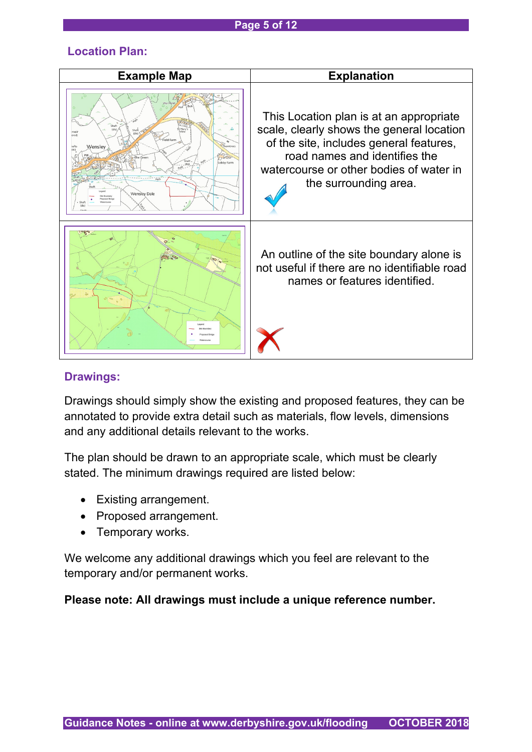## Location Plan:

| Example Map | Explanation |
|---|---|
| | This Location plan is at an appropriate scale, clearly shows the general location of the site, includes general features, road names and identifies the watercourse or other bodies of water in the surrounding area. ✓ |
| | An outline of the site boundary alone is not useful if there are no identifiable road names or features identified. ✗ |

## Drawings:

Drawings should simply show the existing and proposed features, they can be annotated to provide extra detail such as materials, flow levels, dimensions and any additional details relevant to the works.

The plan should be drawn to an appropriate scale, which must be clearly stated. The minimum drawings required are listed below:

- Existing arrangement.
- Proposed arrangement.
- Temporary works.

We welcome any additional drawings which you feel are relevant to the temporary and/or permanent works.

**Please note: All drawings must include a unique reference number.**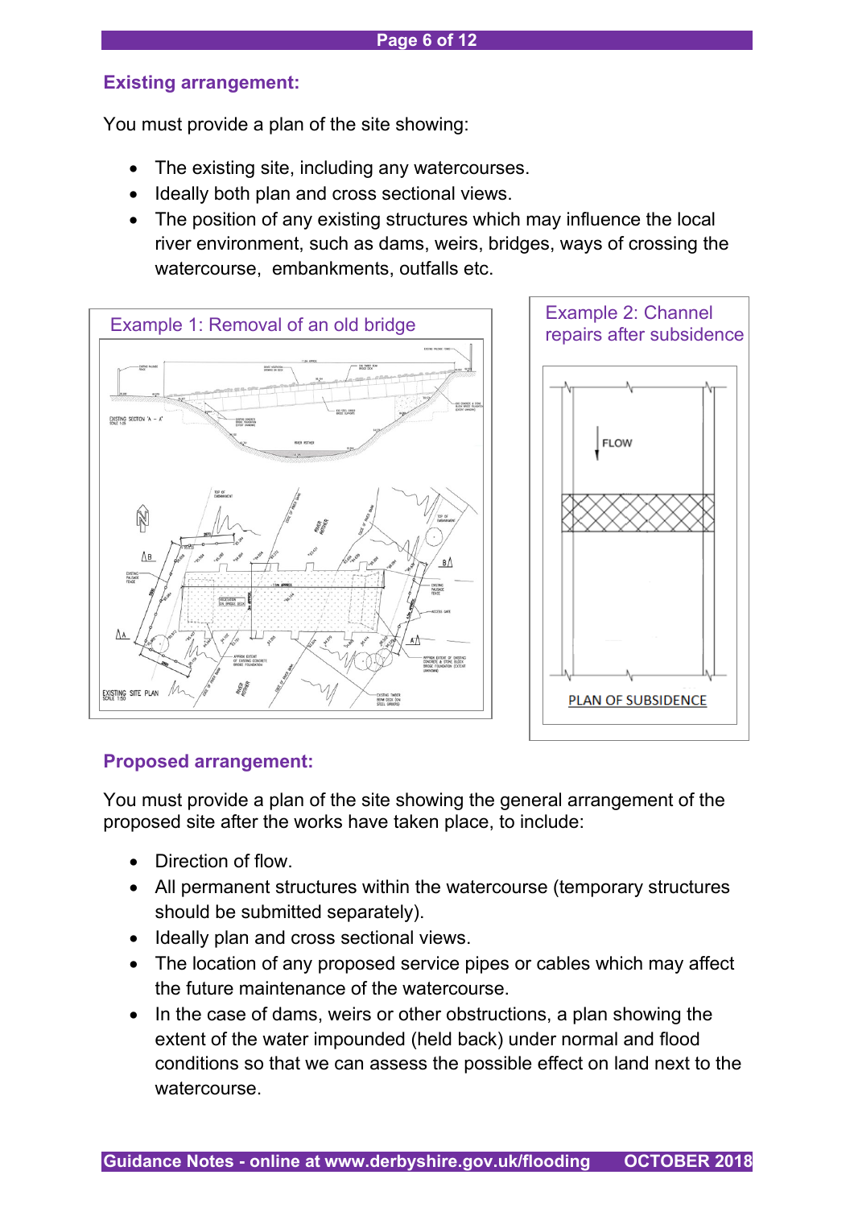## Existing arrangement:

You must provide a plan of the site showing:

- The existing site, including any watercourses.
- Ideally both plan and cross sectional views.
- The position of any existing structures which may influence the local river environment, such as dams, weirs, bridges, ways of crossing the watercourse, embankments, outfalls etc.

Example 1: Removal of an old bridge

Example 2: Channel repairs after subsidence

## Proposed arrangement:

You must provide a plan of the site showing the general arrangement of the proposed site after the works have taken place, to include:

- Direction of flow.
- All permanent structures within the watercourse (temporary structures should be submitted separately).
- Ideally plan and cross sectional views.
- The location of any proposed service pipes or cables which may affect the future maintenance of the watercourse.
- In the case of dams, weirs or other obstructions, a plan showing the extent of the water impounded (held back) under normal and flood conditions so that we can assess the possible effect on land next to the watercourse.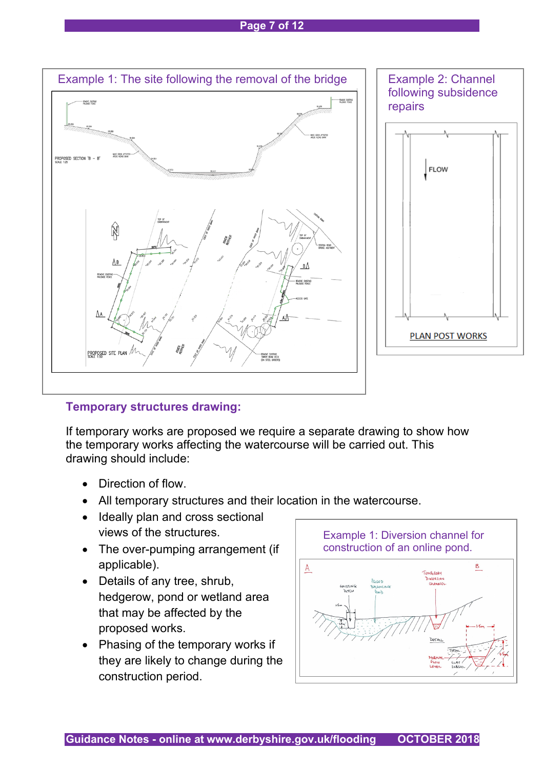Example 1: The site following the removal of the bridge

Example 2: Channel following subsidence repairs

## Temporary structures drawing:

If temporary works are proposed we require a separate drawing to show how the temporary works affecting the watercourse will be carried out. This drawing should include:

- Direction of flow.
- All temporary structures and their location in the watercourse.
- Ideally plan and cross sectional views of the structures.
- The over-pumping arrangement (if applicable).
- Details of any tree, shrub, hedgerow, pond or wetland area that may be affected by the proposed works.
- Phasing of the temporary works if they are likely to change during the construction period.

Example 1: Diversion channel for construction of an online pond.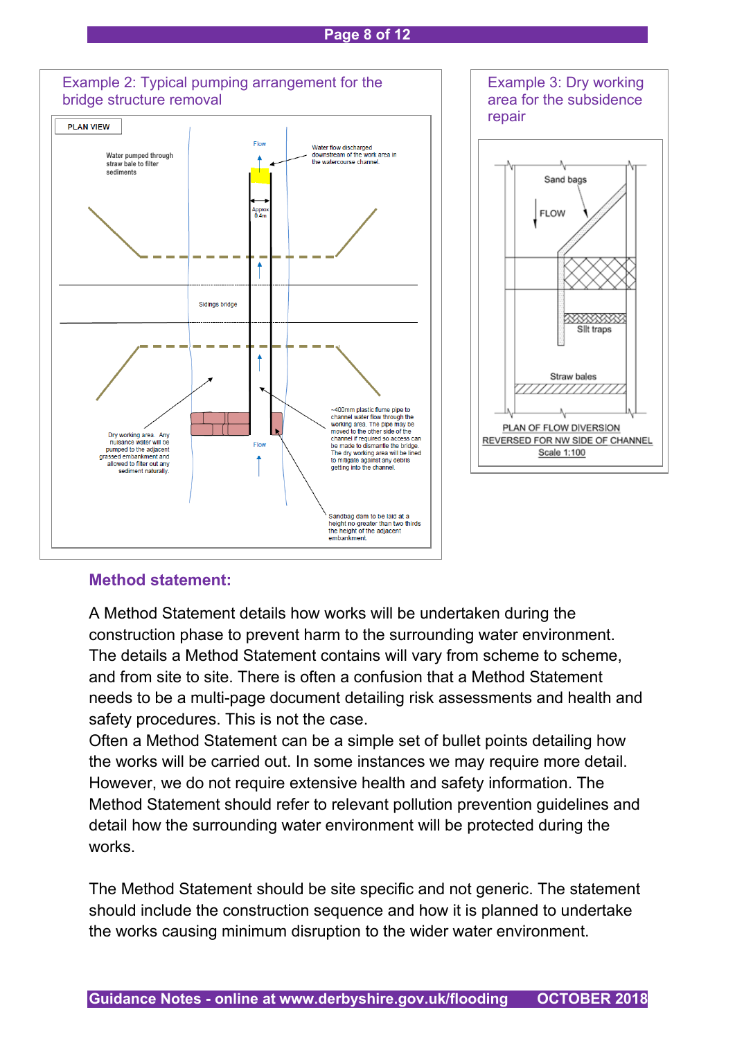### Example 2: Typical pumping arrangement for the bridge structure removal

PLAN VIEW

Flow

Water pumped through straw bale to filter sediments

Water flow discharged downstream of the work area in the watercourse channel.

Approx 0.4m

Sidings bridge

Dry working area. Any nuisance water will be pumped to the adjacent grassed embankment and allowed to filter out any sediment naturally.

~400mm plastic flume pipe to channel water flow through the working area. The pipe may be moved to the other side of the channel if required so access can be made to dismantle the bridge. The dry working area will be lined to mitigate against any debris getting into the channel.

Flow

Sandbag dam to be laid at a height no greater than two thirds the height of the adjacent embankment.

### Example 3: Dry working area for the subsidence repair

Sand bags

FLOW

Silt traps

Straw bales

PLAN OF FLOW DIVERSION
REVERSED FOR NW SIDE OF CHANNEL
Scale 1:100

## Method statement:

A Method Statement details how works will be undertaken during the construction phase to prevent harm to the surrounding water environment. The details a Method Statement contains will vary from scheme to scheme, and from site to site. There is often a confusion that a Method Statement needs to be a multi-page document detailing risk assessments and health and safety procedures. This is not the case.
Often a Method Statement can be a simple set of bullet points detailing how the works will be carried out. In some instances we may require more detail. However, we do not require extensive health and safety information. The Method Statement should refer to relevant pollution prevention guidelines and detail how the surrounding water environment will be protected during the works.

The Method Statement should be site specific and not generic. The statement should include the construction sequence and how it is planned to undertake the works causing minimum disruption to the wider water environment.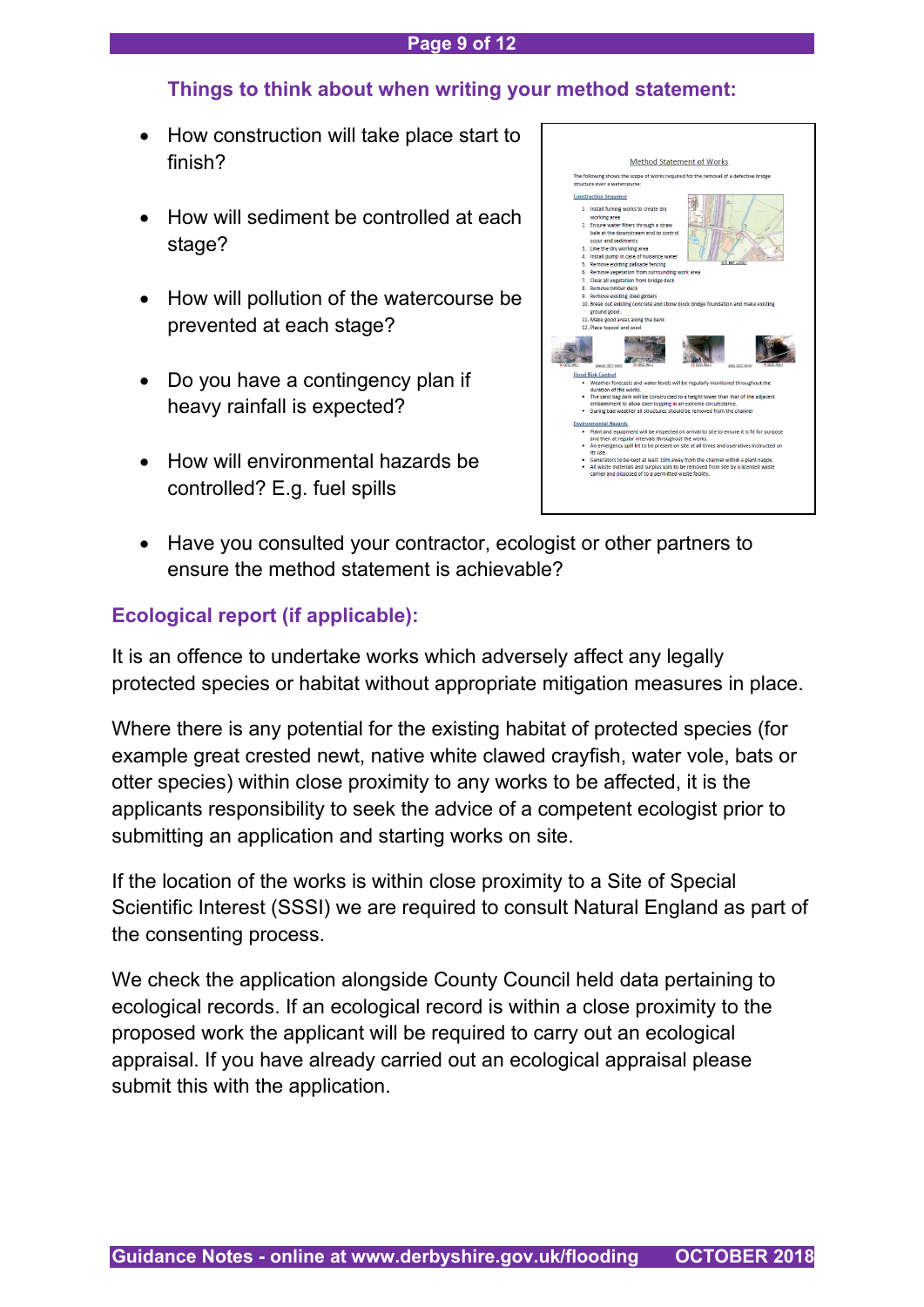## Things to think about when writing your method statement:

- How construction will take place start to finish?
- How will sediment be controlled at each stage?
- How will pollution of the watercourse be prevented at each stage?
- Do you have a contingency plan if heavy rainfall is expected?
- How will environmental hazards be controlled? E.g. fuel spills
- Have you consulted your contractor, ecologist or other partners to ensure the method statement is achievable?

## Ecological report (if applicable):

It is an offence to undertake works which adversely affect any legally protected species or habitat without appropriate mitigation measures in place.

Where there is any potential for the existing habitat of protected species (for example great crested newt, native white clawed crayfish, water vole, bats or otter species) within close proximity to any works to be affected, it is the applicants responsibility to seek the advice of a competent ecologist prior to submitting an application and starting works on site.

If the location of the works is within close proximity to a Site of Special Scientific Interest (SSSI) we are required to consult Natural England as part of the consenting process.

We check the application alongside County Council held data pertaining to ecological records. If an ecological record is within a close proximity to the proposed work the applicant will be required to carry out an ecological appraisal. If you have already carried out an ecological appraisal please submit this with the application.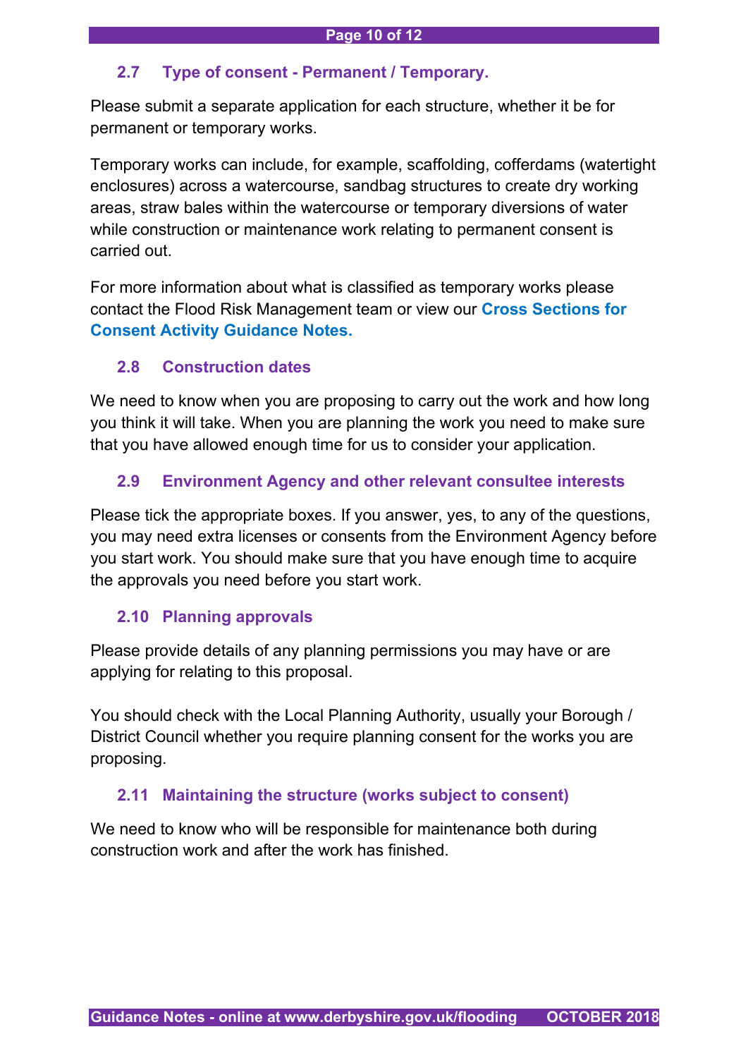### 2.7 Type of consent - Permanent / Temporary.

Please submit a separate application for each structure, whether it be for permanent or temporary works.

Temporary works can include, for example, scaffolding, cofferdams (watertight enclosures) across a watercourse, sandbag structures to create dry working areas, straw bales within the watercourse or temporary diversions of water while construction or maintenance work relating to permanent consent is carried out.

For more information about what is classified as temporary works please contact the Flood Risk Management team or view our **Cross Sections for Consent Activity Guidance Notes.**

### 2.8 Construction dates

We need to know when you are proposing to carry out the work and how long you think it will take. When you are planning the work you need to make sure that you have allowed enough time for us to consider your application.

### 2.9 Environment Agency and other relevant consultee interests

Please tick the appropriate boxes. If you answer, yes, to any of the questions, you may need extra licenses or consents from the Environment Agency before you start work. You should make sure that you have enough time to acquire the approvals you need before you start work.

### 2.10 Planning approvals

Please provide details of any planning permissions you may have or are applying for relating to this proposal.

You should check with the Local Planning Authority, usually your Borough / District Council whether you require planning consent for the works you are proposing.

### 2.11 Maintaining the structure (works subject to consent)

We need to know who will be responsible for maintenance both during construction work and after the work has finished.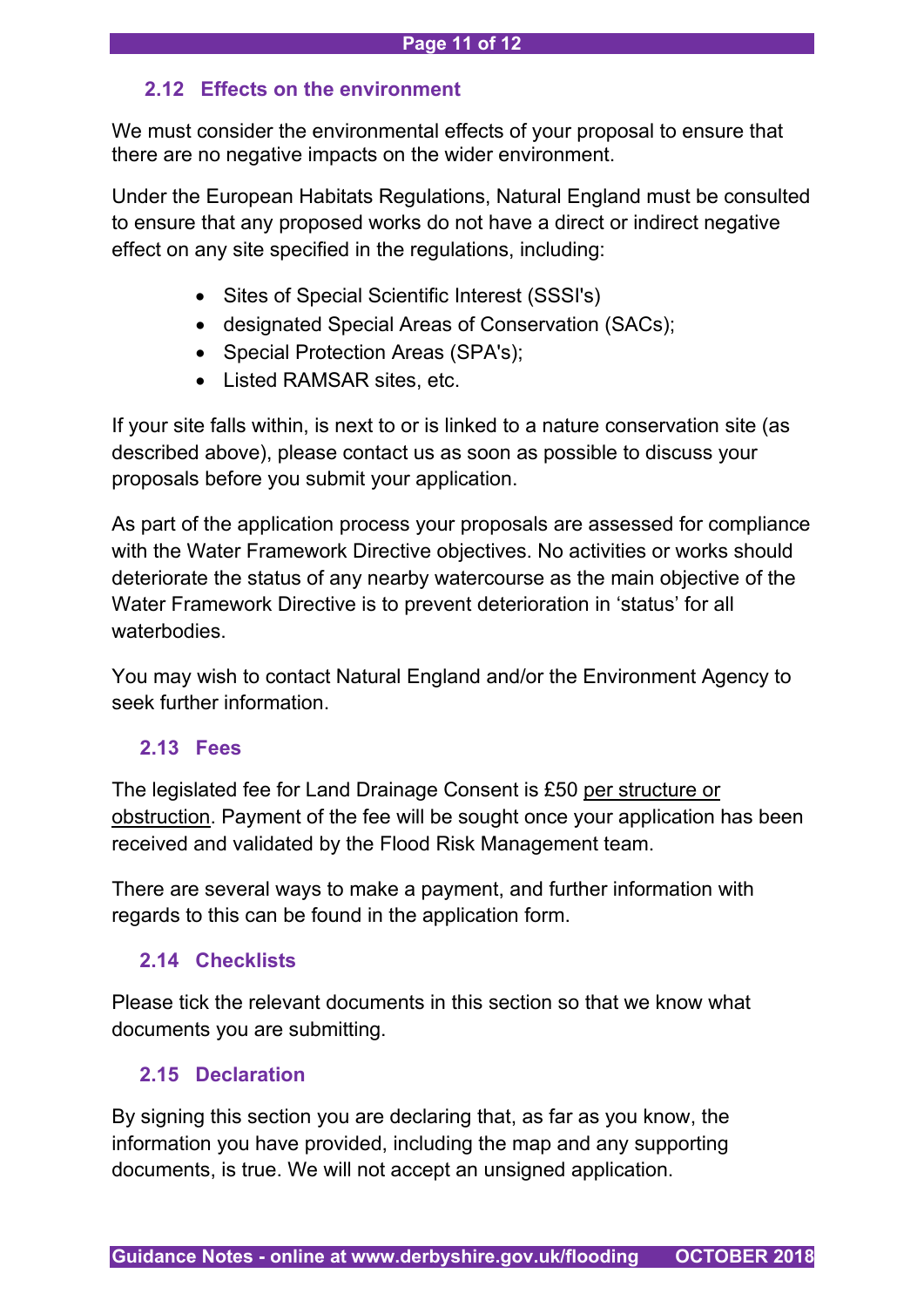## 2.12 Effects on the environment

We must consider the environmental effects of your proposal to ensure that there are no negative impacts on the wider environment.

Under the European Habitats Regulations, Natural England must be consulted to ensure that any proposed works do not have a direct or indirect negative effect on any site specified in the regulations, including:

- Sites of Special Scientific Interest (SSSI's)
- designated Special Areas of Conservation (SACs);
- Special Protection Areas (SPA's);
- Listed RAMSAR sites, etc.

If your site falls within, is next to or is linked to a nature conservation site (as described above), please contact us as soon as possible to discuss your proposals before you submit your application.

As part of the application process your proposals are assessed for compliance with the Water Framework Directive objectives. No activities or works should deteriorate the status of any nearby watercourse as the main objective of the Water Framework Directive is to prevent deterioration in 'status' for all waterbodies.

You may wish to contact Natural England and/or the Environment Agency to seek further information.

## 2.13 Fees

The legislated fee for Land Drainage Consent is £50 <u>per structure or obstruction</u>. Payment of the fee will be sought once your application has been received and validated by the Flood Risk Management team.

There are several ways to make a payment, and further information with regards to this can be found in the application form.

## 2.14 Checklists

Please tick the relevant documents in this section so that we know what documents you are submitting.

## 2.15 Declaration

By signing this section you are declaring that, as far as you know, the information you have provided, including the map and any supporting documents, is true. We will not accept an unsigned application.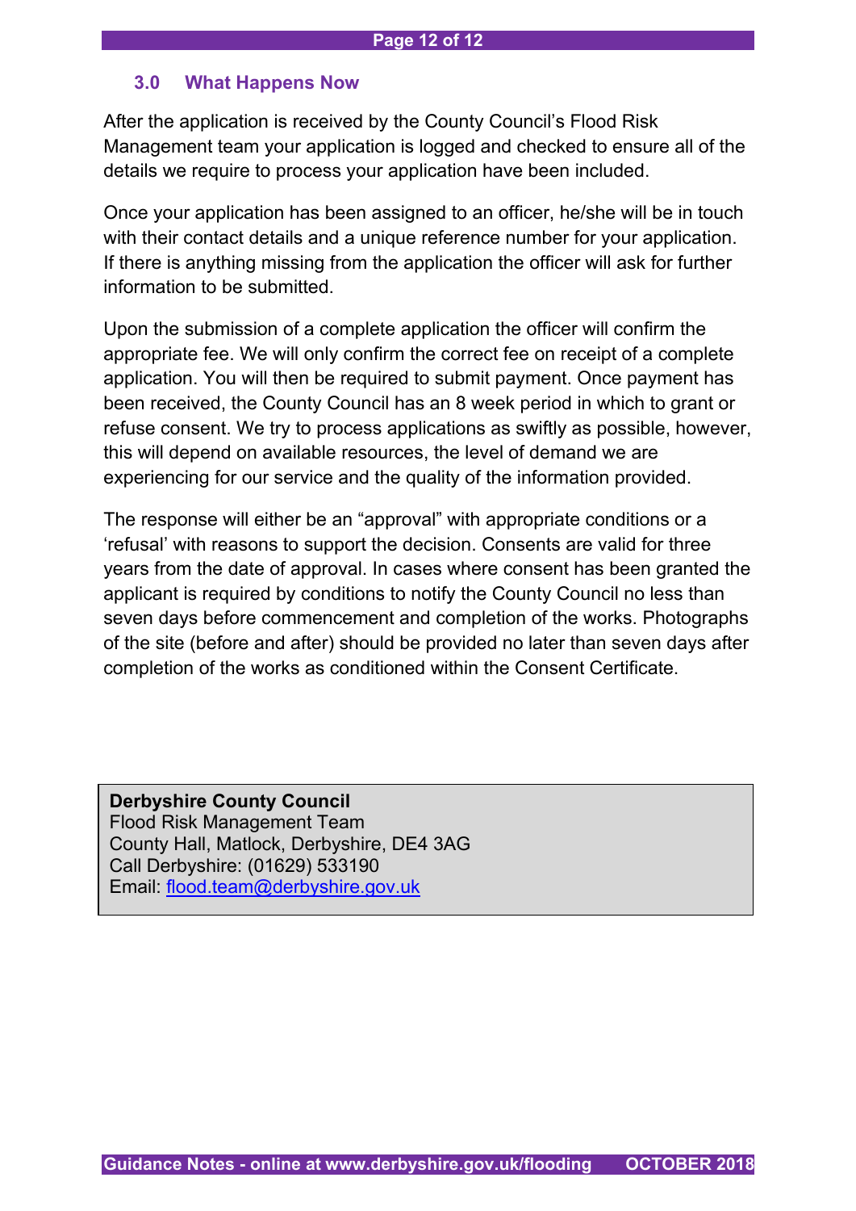## 3.0 What Happens Now

After the application is received by the County Council's Flood Risk Management team your application is logged and checked to ensure all of the details we require to process your application have been included.

Once your application has been assigned to an officer, he/she will be in touch with their contact details and a unique reference number for your application. If there is anything missing from the application the officer will ask for further information to be submitted.

Upon the submission of a complete application the officer will confirm the appropriate fee. We will only confirm the correct fee on receipt of a complete application. You will then be required to submit payment. Once payment has been received, the County Council has an 8 week period in which to grant or refuse consent. We try to process applications as swiftly as possible, however, this will depend on available resources, the level of demand we are experiencing for our service and the quality of the information provided.

The response will either be an "approval" with appropriate conditions or a 'refusal' with reasons to support the decision. Consents are valid for three years from the date of approval. In cases where consent has been granted the applicant is required by conditions to notify the County Council no less than seven days before commencement and completion of the works. Photographs of the site (before and after) should be provided no later than seven days after completion of the works as conditioned within the Consent Certificate.

**Derbyshire County Council**
Flood Risk Management Team
County Hall, Matlock, Derbyshire, DE4 3AG
Call Derbyshire: (01629) 533190
Email: flood.team@derbyshire.gov.uk